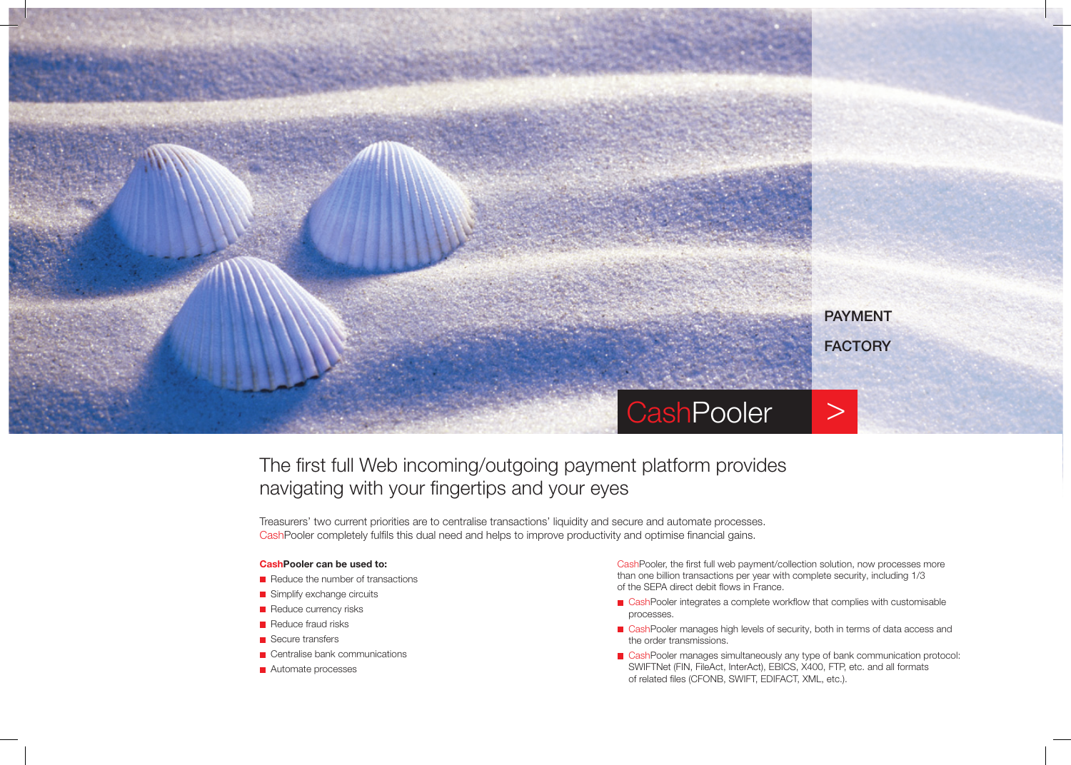PAYMENT

FACTORY

# CashPooler >

## The first full Web incoming/outgoing payment platform provides navigating with your fingertips and your eyes

Treasurers' two current priorities are to centralise transactions' liquidity and secure and automate processes. CashPooler completely fulfils this dual need and helps to improve productivity and optimise financial gains.

**CashPooler can be used to:**

- Reduce the number of transactions
- Simplify exchange circuits
- Reduce currency risks
- Reduce fraud risks
- Secure transfers
- Centralise bank communications
- Automate processes

CashPooler, the first full web payment/collection solution, now processes more than one billion transactions per year with complete security, including 1/3 of the SEPA direct debit flows in France.

- CashPooler integrates a complete workflow that complies with customisable processes.
- CashPooler manages high levels of security, both in terms of data access and the order transmissions.
- CashPooler manages simultaneously any type of bank communication protocol: SWIFTNet (FIN, FileAct, InterAct), EBICS, X400, FTP, etc. and all formats of related files (CFONB, SWIFT, EDIFACT, XML, etc.).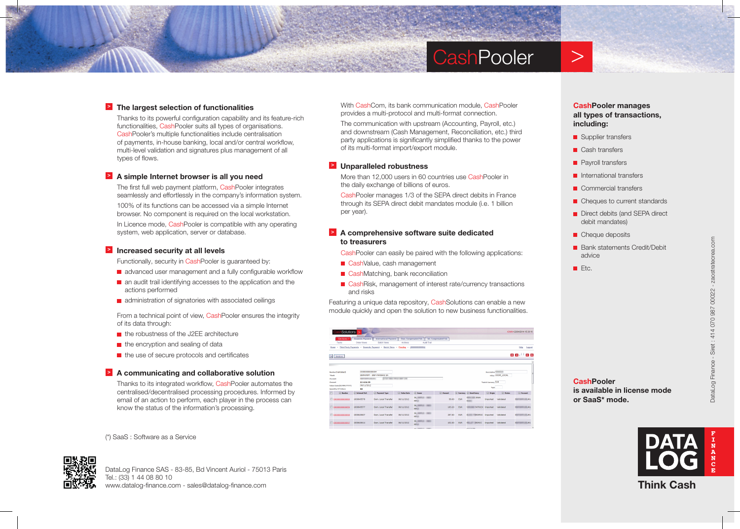# CashPooler

## The largest selection of functionalities

Thanks to its powerful configuration capability and its feature-rich functionalities, CashPooler suits all types of organisations. CashPooler's multiple functionalities include centralisation of payments, in-house banking, local and/or central workflow, multi-level validation and signatures plus management of all types of flows.

## A simple Internet browser is all you need

The first full web payment platform, CashPooler integrates seamlessly and effortlessly in the company's information system.

100% of its functions can be accessed via a simple Internet browser. No component is required on the local workstation.

In Licence mode, CashPooler is compatible with any operating system, web application, server or database.

## Increased security at all levels

Functionally, security in CashPooler is guaranteed by:

- advanced user management and a fully configurable workflow
- an audit trail identifying accesses to the application and the actions performed
- administration of signatories with associated ceilings

From a technical point of view, CashPooler ensures the integrity of its data through:

- the robustness of the J2EE architecture
- the encryption and sealing of data
- the use of secure protocols and certificates

## A communicating and collaborative solution

Thanks to its integrated workflow, CashPooler automates the centralised/decentralised processing procedures. Informed by email of an action to perform, each player in the process can know the status of the information's processing.

With CashCom, its bank communication module, CashPooler provides a multi-protocol and multi-format connection.

The communication with upstream (Accounting, Payroll, etc.) and downstream (Cash Management, Reconciliation, etc.) third party applications is significantly simplified thanks to the power of its multi-format import/export module.

## Unparalleled robustness

More than 12,000 users in 60 countries use CashPooler in the daily exchange of billions of euros.

CashPooler manages 1/3 of the SEPA direct debits in France through its SEPA direct debit mandates module (i.e. 1 billion per year).

## A comprehensive software suite dedicated to treasurers

CashPooler can easily be paired with the following applications:

- CashValue, cash management
- CashMatching, bank reconciliation
- CashRisk, management of interest rate/currency transactions and risks

Featuring a unique data repository, CashSolutions can enable a new module quickly and open the solution to new business functionalities.

(*) SaaS : Software as a Service

**CashPooler manages all types of transactions, including:**

- Supplier transfers
- Cash transfers
- Payroll transfers
- International transfers
- Commercial transfers
- Cheques to current standards
- Direct debits (and SEPA direct debit mandates)
- Cheque deposits
- Bank statements Credit/Debit advice
- Etc.

**CashPooler is available in license mode or SaaS* mode.**

DATA LOG FINANCE

Think Cash

DataLog Finance SAS - 83-85, Bd Vincent Auriol - 75013 Paris
Tel.: (33) 1 44 08 80 10
www.datalog-finance.com - sales@datalog-finance.com

DataLog Finance - Siret : 414 070 987 00022 - zaostratecrea.com